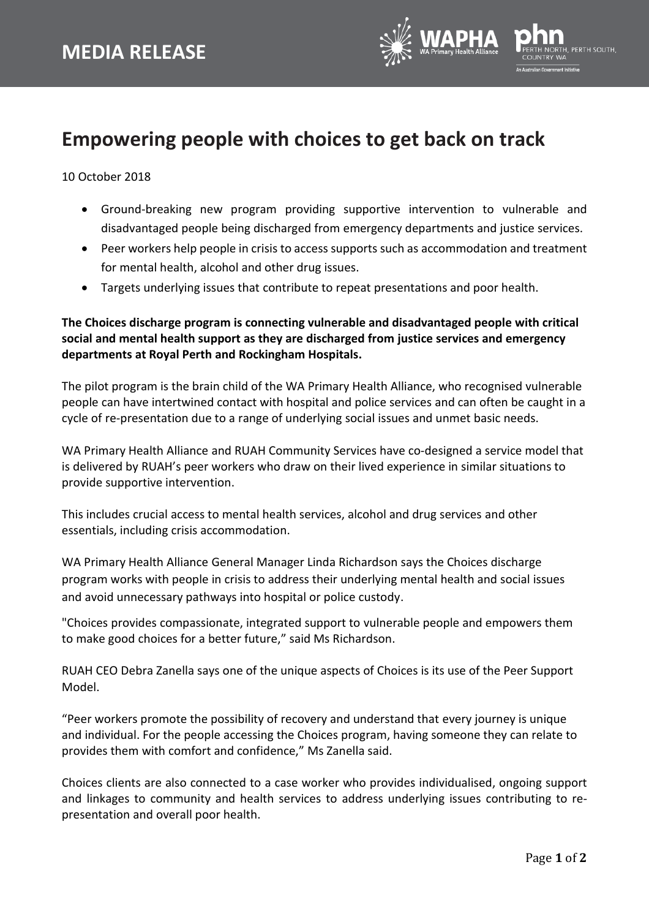# MEDIA RELEASE

# Empowering people with choices to get back on track

10 October 2018

- Ground-breaking new program providing supportive intervention to vulnerable and disadvantaged people being discharged from emergency departments and justice services.
- Peer workers help people in crisis to access supports such as accommodation and treatment for mental health, alcohol and other drug issues.
- Targets underlying issues that contribute to repeat presentations and poor health.

**The Choices discharge program is connecting vulnerable and disadvantaged people with critical social and mental health support as they are discharged from justice services and emergency departments at Royal Perth and Rockingham Hospitals.**

The pilot program is the brain child of the WA Primary Health Alliance, who recognised vulnerable people can have intertwined contact with hospital and police services and can often be caught in a cycle of re-presentation due to a range of underlying social issues and unmet basic needs.

WA Primary Health Alliance and RUAH Community Services have co-designed a service model that is delivered by RUAH's peer workers who draw on their lived experience in similar situations to provide supportive intervention.

This includes crucial access to mental health services, alcohol and drug services and other essentials, including crisis accommodation.

WA Primary Health Alliance General Manager Linda Richardson says the Choices discharge program works with people in crisis to address their underlying mental health and social issues and avoid unnecessary pathways into hospital or police custody.

"Choices provides compassionate, integrated support to vulnerable people and empowers them to make good choices for a better future," said Ms Richardson.

RUAH CEO Debra Zanella says one of the unique aspects of Choices is its use of the Peer Support Model.

"Peer workers promote the possibility of recovery and understand that every journey is unique and individual. For the people accessing the Choices program, having someone they can relate to provides them with comfort and confidence," Ms Zanella said.

Choices clients are also connected to a case worker who provides individualised, ongoing support and linkages to community and health services to address underlying issues contributing to re-presentation and overall poor health.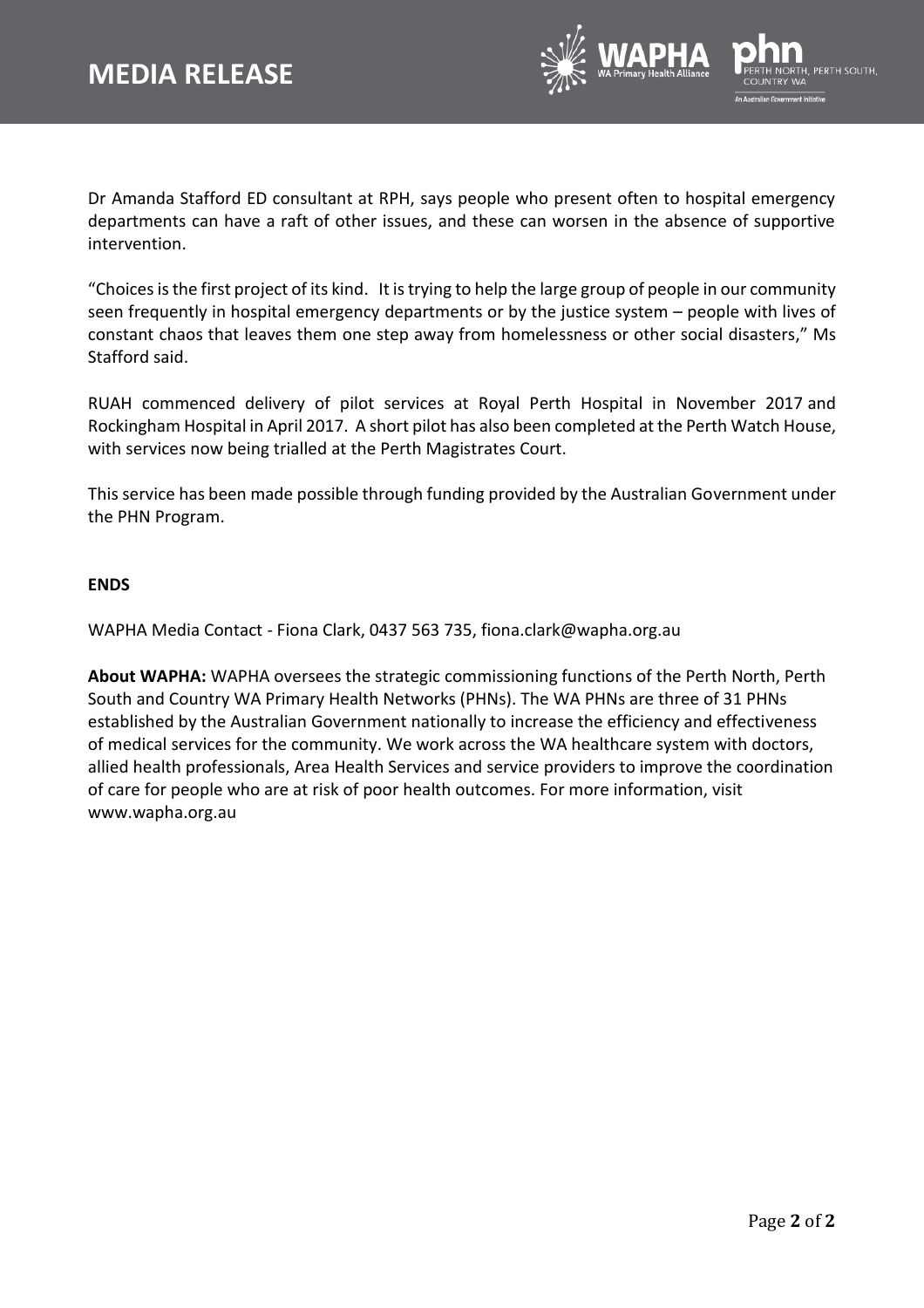Dr Amanda Stafford ED consultant at RPH, says people who present often to hospital emergency departments can have a raft of other issues, and these can worsen in the absence of supportive intervention.

"Choices is the first project of its kind. It is trying to help the large group of people in our community seen frequently in hospital emergency departments or by the justice system – people with lives of constant chaos that leaves them one step away from homelessness or other social disasters," Ms Stafford said.

RUAH commenced delivery of pilot services at Royal Perth Hospital in November 2017 and Rockingham Hospital in April 2017. A short pilot has also been completed at the Perth Watch House, with services now being trialled at the Perth Magistrates Court.

This service has been made possible through funding provided by the Australian Government under the PHN Program.

**ENDS**

WAPHA Media Contact - Fiona Clark, 0437 563 735, fiona.clark@wapha.org.au

**About WAPHA:** WAPHA oversees the strategic commissioning functions of the Perth North, Perth South and Country WA Primary Health Networks (PHNs). The WA PHNs are three of 31 PHNs established by the Australian Government nationally to increase the efficiency and effectiveness of medical services for the community. We work across the WA healthcare system with doctors, allied health professionals, Area Health Services and service providers to improve the coordination of care for people who are at risk of poor health outcomes. For more information, visit www.wapha.org.au